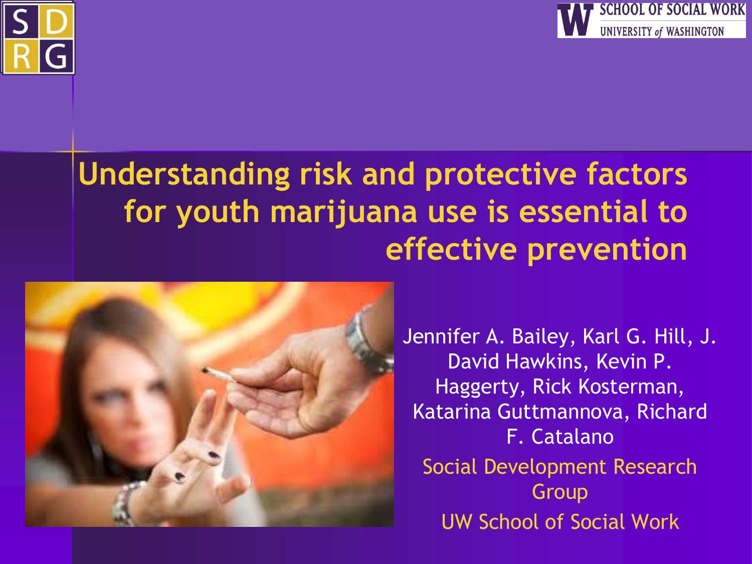# Understanding risk and protective factors for youth marijuana use is essential to effective prevention

Jennifer A. Bailey, Karl G. Hill, J. David Hawkins, Kevin P. Haggerty, Rick Kosterman, Katarina Guttmannova, Richard F. Catalano

Social Development Research Group

UW School of Social Work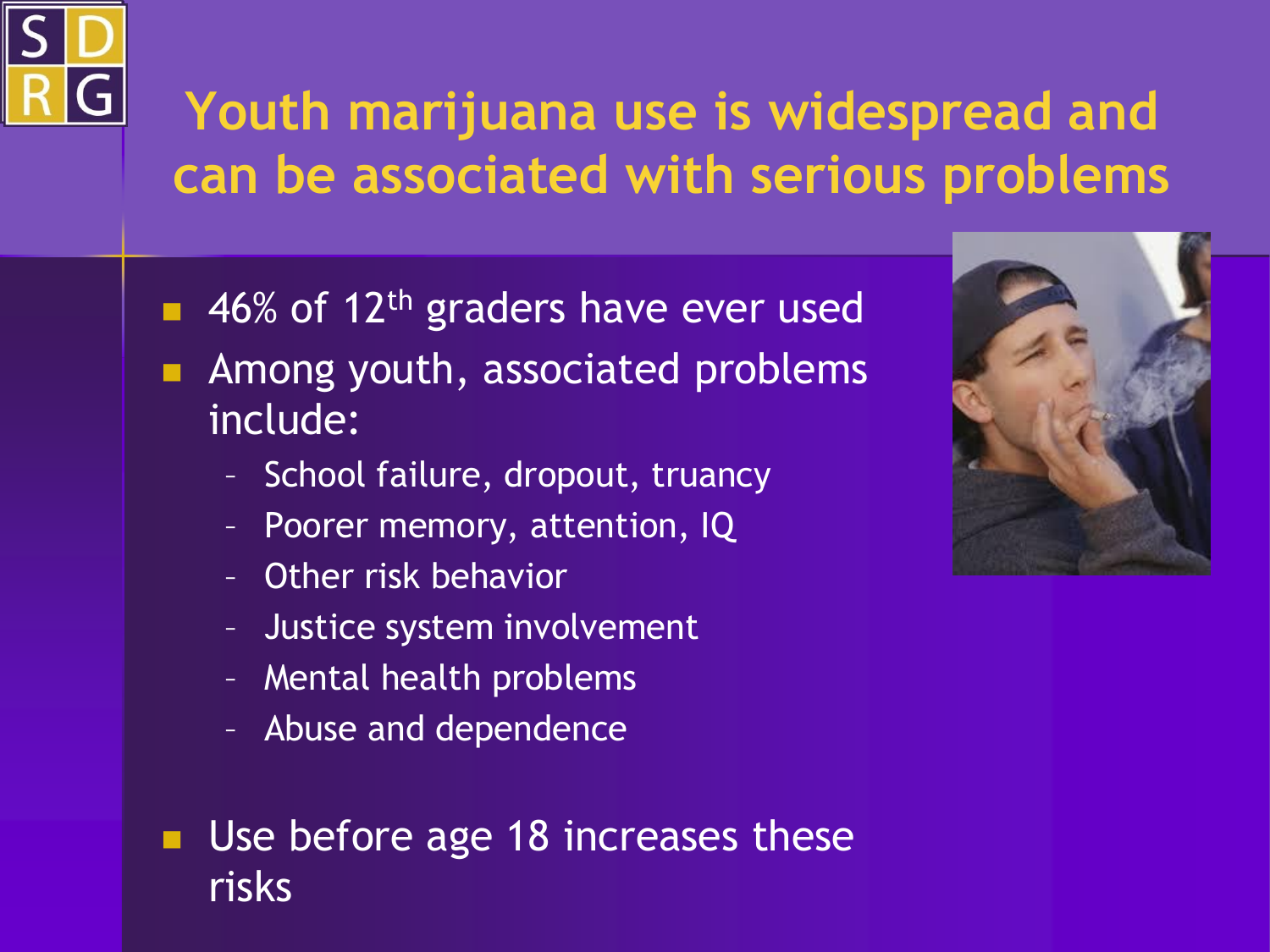# Youth marijuana use is widespread and can be associated with serious problems

- 46% of 12th graders have ever used
- Among youth, associated problems include:
  - School failure, dropout, truancy
  - Poorer memory, attention, IQ
  - Other risk behavior
  - Justice system involvement
  - Mental health problems
  - Abuse and dependence
- Use before age 18 increases these risks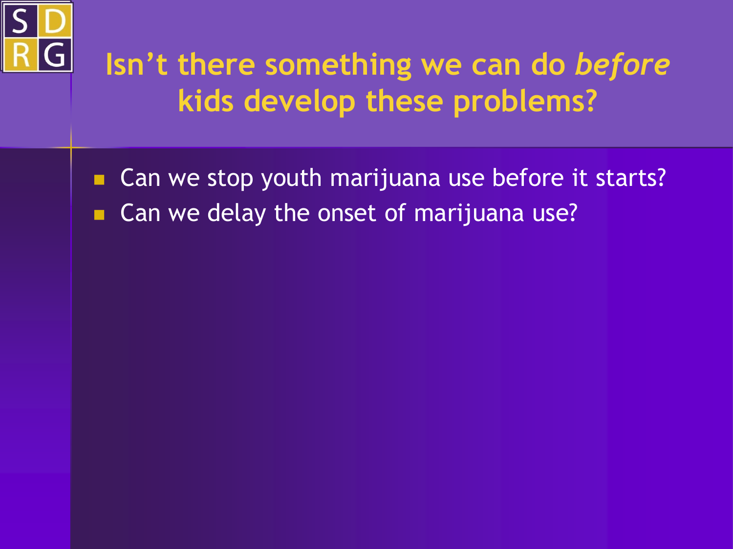# Isn't there something we can do *before* kids develop these problems?

- Can we stop youth marijuana use before it starts?
- Can we delay the onset of marijuana use?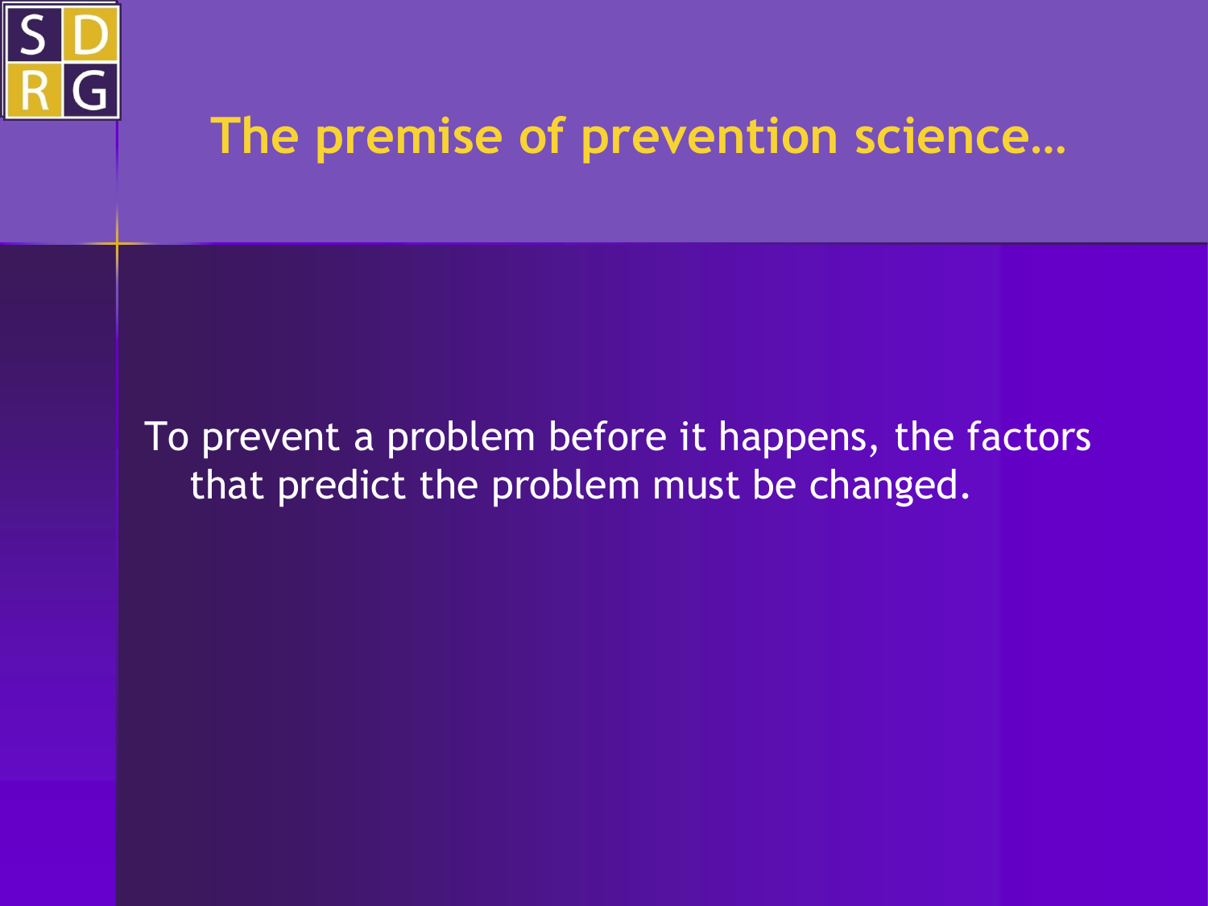# The premise of prevention science…

To prevent a problem before it happens, the factors that predict the problem must be changed.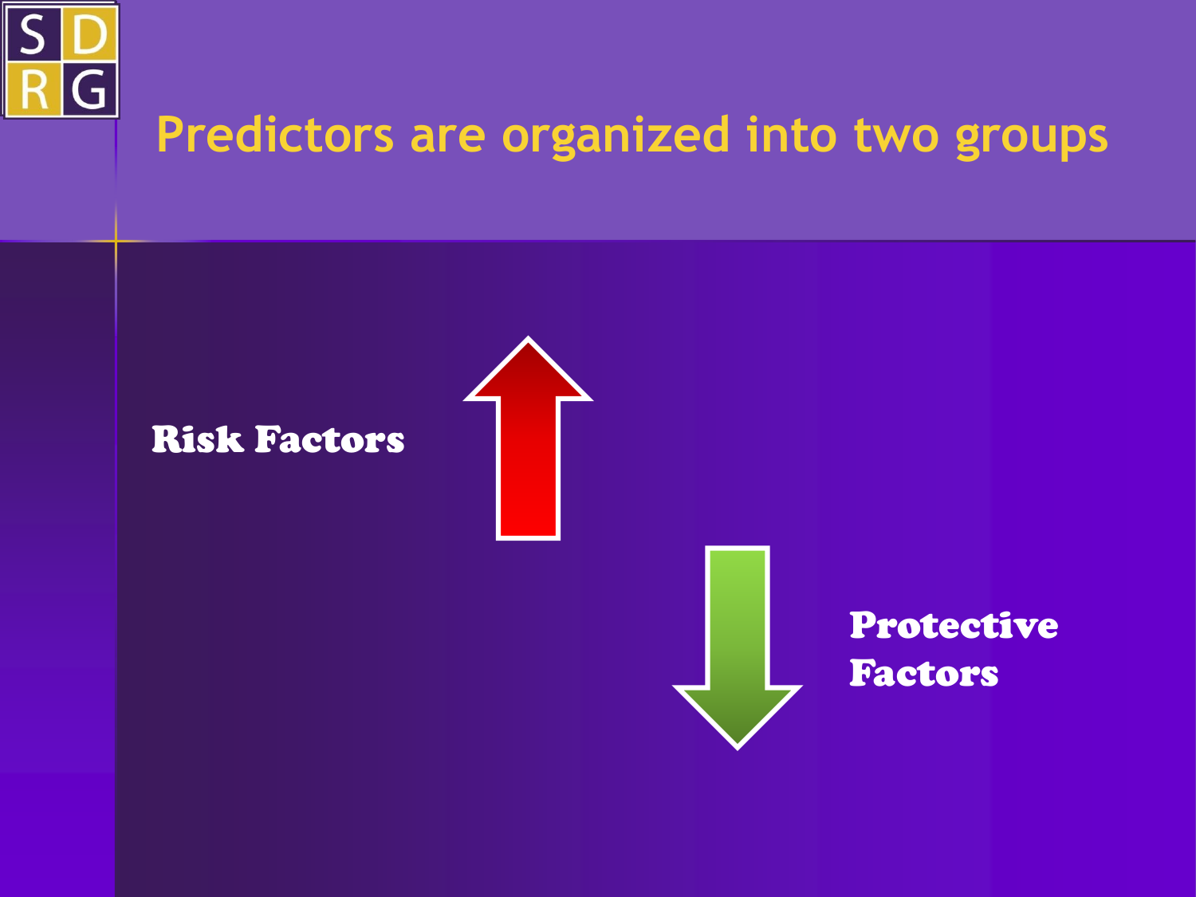# Predictors are organized into two groups

**Risk Factors**

**Protective Factors**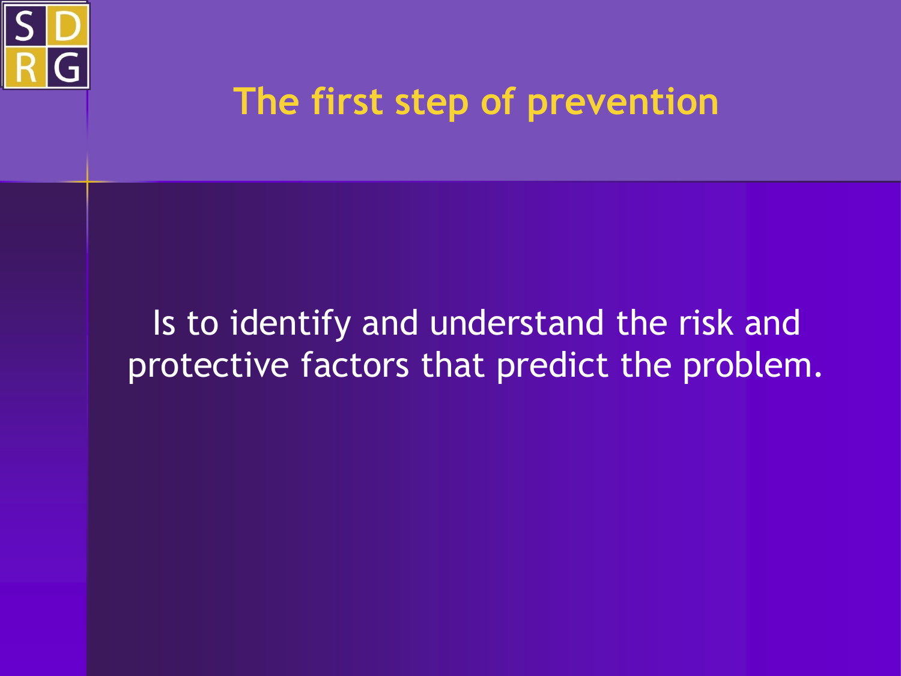# The first step of prevention

Is to identify and understand the risk and protective factors that predict the problem.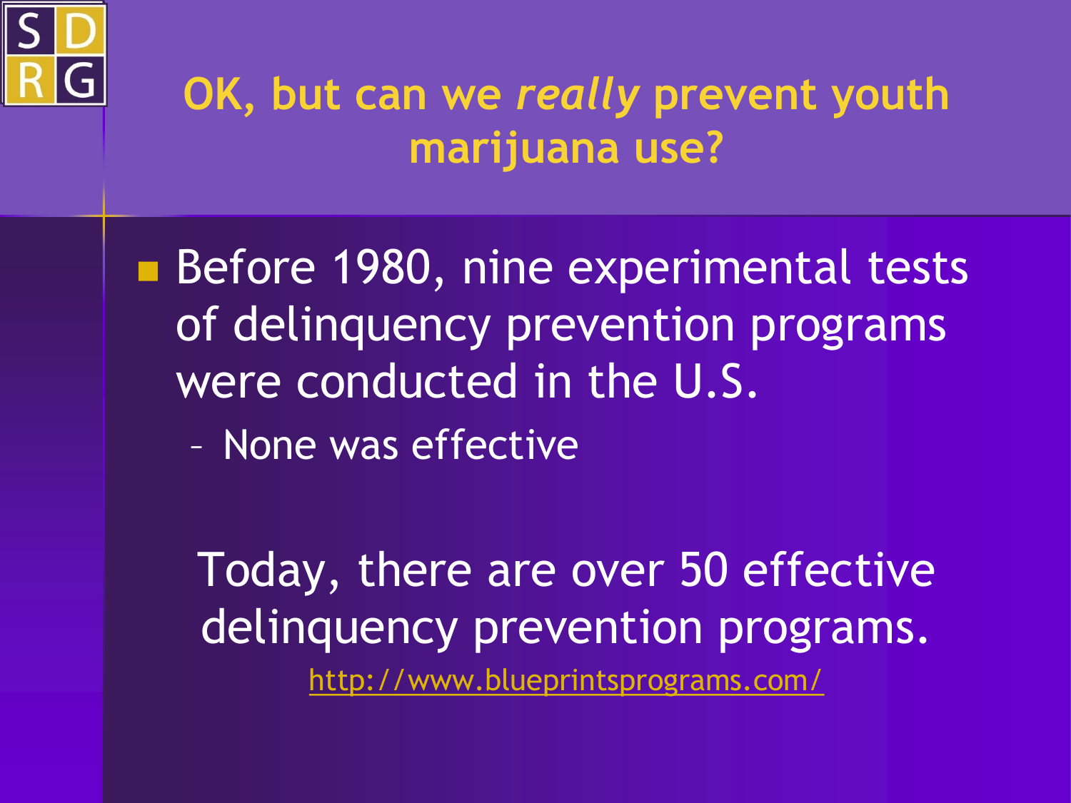# OK, but can we *really* prevent youth marijuana use?

- Before 1980, nine experimental tests of delinquency prevention programs were conducted in the U.S.
  - None was effective

Today, there are over 50 effective delinquency prevention programs.

http://www.blueprintsprograms.com/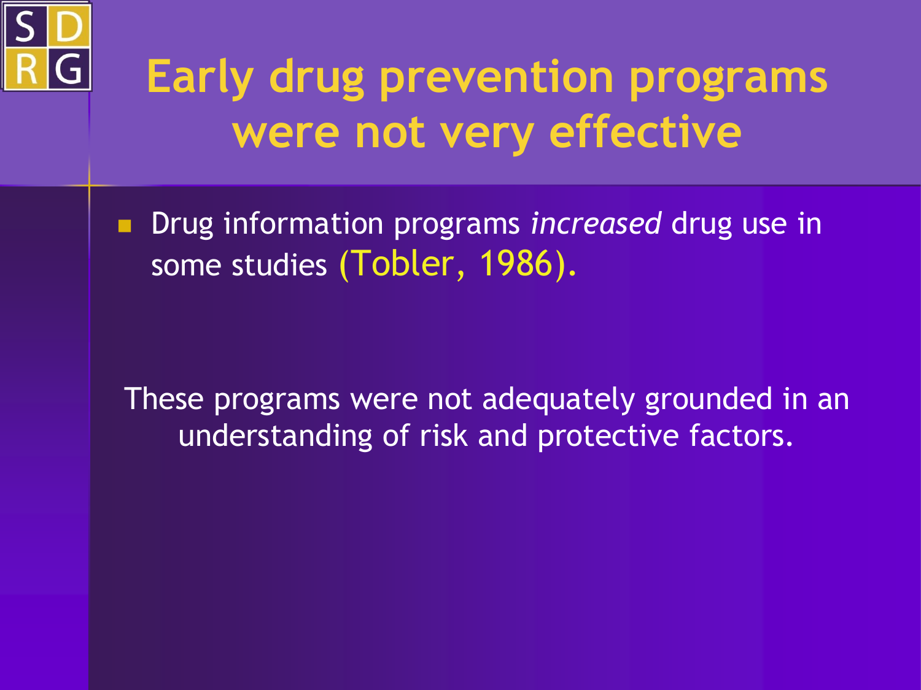# Early drug prevention programs were not very effective

- Drug information programs *increased* drug use in some studies (Tobler, 1986).

These programs were not adequately grounded in an understanding of risk and protective factors.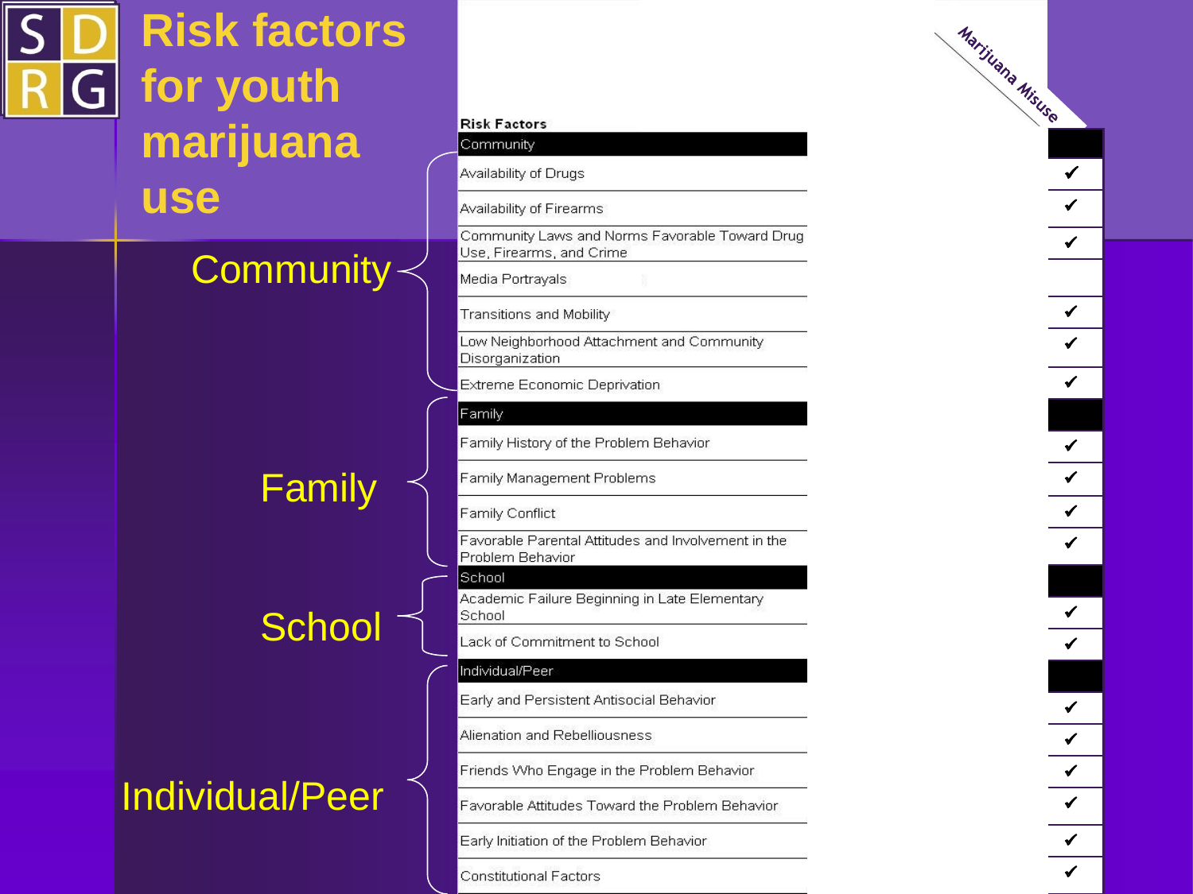# Risk factors for youth marijuana use

| Risk Factors | Marijuana Misuse |
|---|---|
| **Community** | |
| Availability of Drugs | ✔ |
| Availability of Firearms | ✔ |
| Community Laws and Norms Favorable Toward Drug Use, Firearms, and Crime | ✔ |
| Media Portrayals | |
| Transitions and Mobility | ✔ |
| Low Neighborhood Attachment and Community Disorganization | ✔ |
| Extreme Economic Deprivation | ✔ |
| **Family** | |
| Family History of the Problem Behavior | ✔ |
| Family Management Problems | ✔ |
| Family Conflict | ✔ |
| Favorable Parental Attitudes and Involvement in the Problem Behavior | ✔ |
| **School** | |
| Academic Failure Beginning in Late Elementary School | ✔ |
| Lack of Commitment to School | ✔ |
| **Individual/Peer** | |
| Early and Persistent Antisocial Behavior | ✔ |
| Alienation and Rebelliousness | ✔ |
| Friends Who Engage in the Problem Behavior | ✔ |
| Favorable Attitudes Toward the Problem Behavior | ✔ |
| Early Initiation of the Problem Behavior | ✔ |
| Constitutional Factors | ✔ |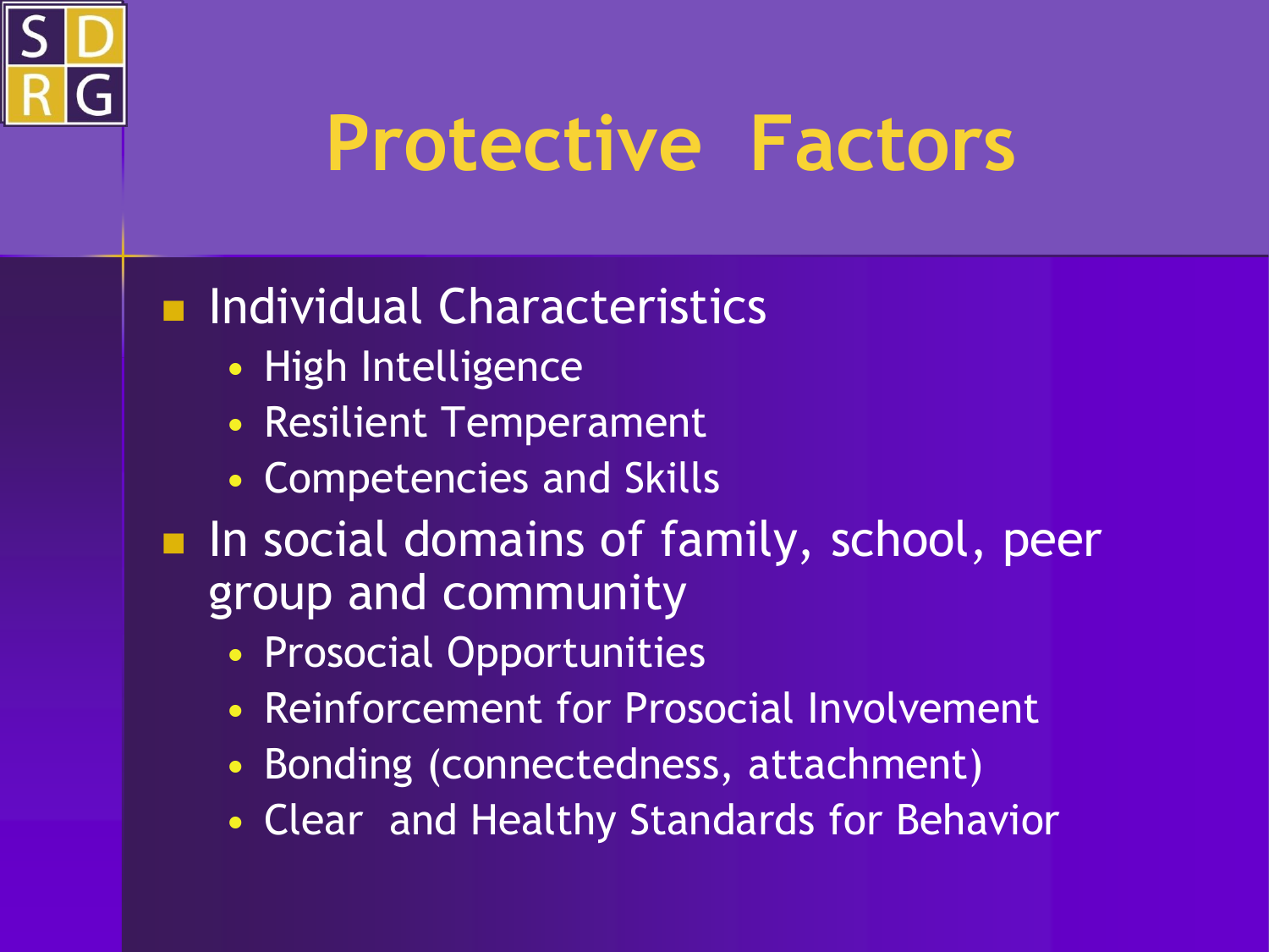# Protective Factors

- Individual Characteristics
  - High Intelligence
  - Resilient Temperament
  - Competencies and Skills
- In social domains of family, school, peer group and community
  - Prosocial Opportunities
  - Reinforcement for Prosocial Involvement
  - Bonding (connectedness, attachment)
  - Clear and Healthy Standards for Behavior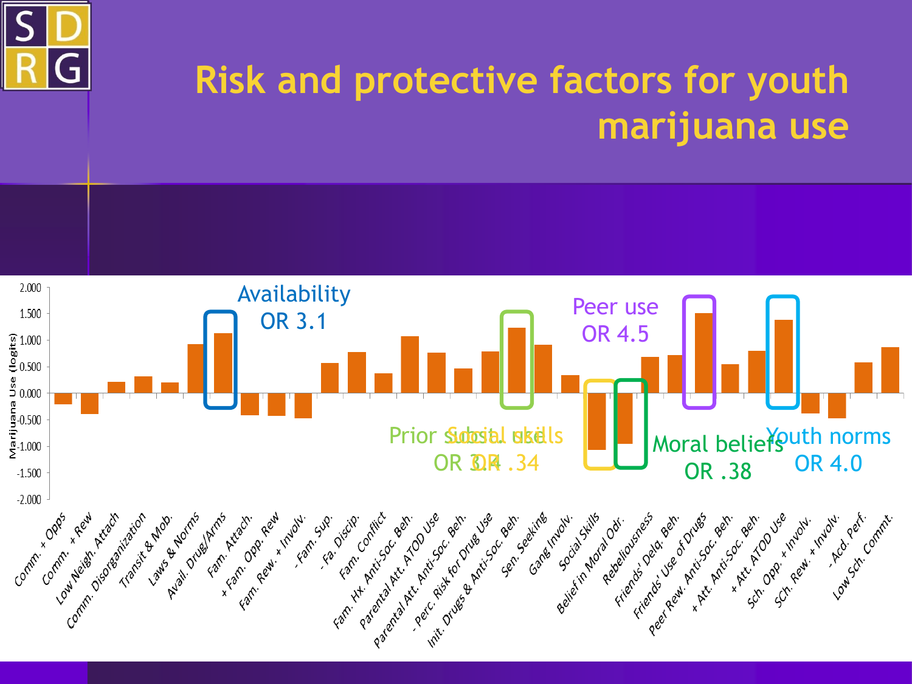# Risk and protective factors for youth marijuana use

Marijuana Use (logits)

2.000
1.500
1.000
0.500
0.000
-0.500
-1.000
-1.500
-2.000

Availability OR 3.1

Prior subst. use OR 3.4

Social skills OR .34

Peer use OR 4.5

Moral beliefs OR .38

Youth norms OR 4.0

Comm. + Opps
Comm. + Rew
Low Neigh. Attach
Comm. Disorganization
Transit & Mob.
Laws & Norms
Avail. Drug/Arms
Fam. Attach.
+ Fam. Opp. Rew
Fam. Rew. + Involv.
- Fam. Sup.
- Fa. Discip.
Fam. Conflict
Fam. Hx. Anti-Soc. Beh.
Parental Att. ATOD Use
Parental Att. Anti-Soc. Beh.
- Perc. Risk for Drug Use
Init. Drugs & Anti-Soc. Beh.
Sen. Seeking
Gang Involv.
Social Skills
Belief in Moral Odr.
Rebeliousness
Friends' Delq. Beh.
Friends' Use of Drugs
Peer Rew. Anti-Soc. Beh.
+ Att. Anti-Soc. Beh.
+ Att. ATOD Use
Sch. Opp. + Involv.
SCh. Rew. + Involv.
- Acd. Perf.
Low Sch. Commt.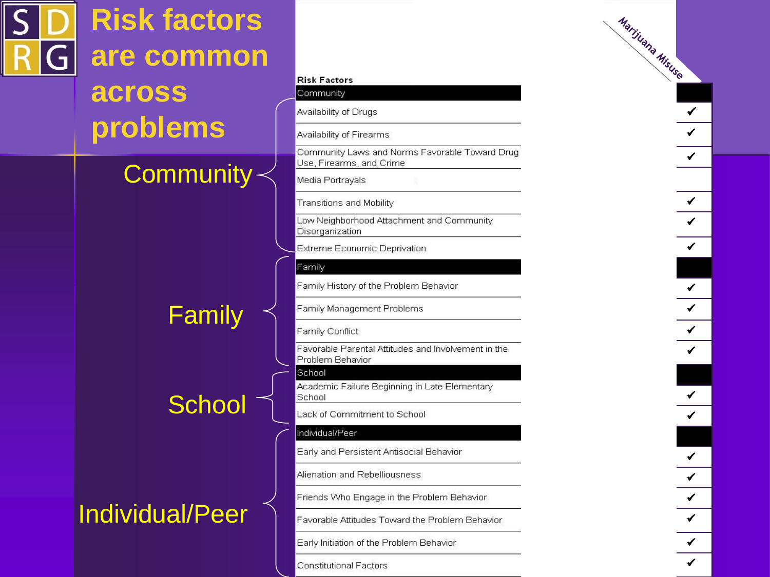# Risk factors are common across problems

| Risk Factors | Marijuana Misuse |
|---|---|
| **Community** | |
| Availability of Drugs | ✓ |
| Availability of Firearms | ✓ |
| Community Laws and Norms Favorable Toward Drug Use, Firearms, and Crime | ✓ |
| Media Portrayals | |
| Transitions and Mobility | ✓ |
| Low Neighborhood Attachment and Community Disorganization | ✓ |
| Extreme Economic Deprivation | ✓ |
| **Family** | |
| Family History of the Problem Behavior | ✓ |
| Family Management Problems | ✓ |
| Family Conflict | ✓ |
| Favorable Parental Attitudes and Involvement in the Problem Behavior | ✓ |
| **School** | |
| Academic Failure Beginning in Late Elementary School | ✓ |
| Lack of Commitment to School | ✓ |
| **Individual/Peer** | |
| Early and Persistent Antisocial Behavior | ✓ |
| Alienation and Rebelliousness | ✓ |
| Friends Who Engage in the Problem Behavior | ✓ |
| Favorable Attitudes Toward the Problem Behavior | ✓ |
| Early Initiation of the Problem Behavior | ✓ |
| Constitutional Factors | ✓ |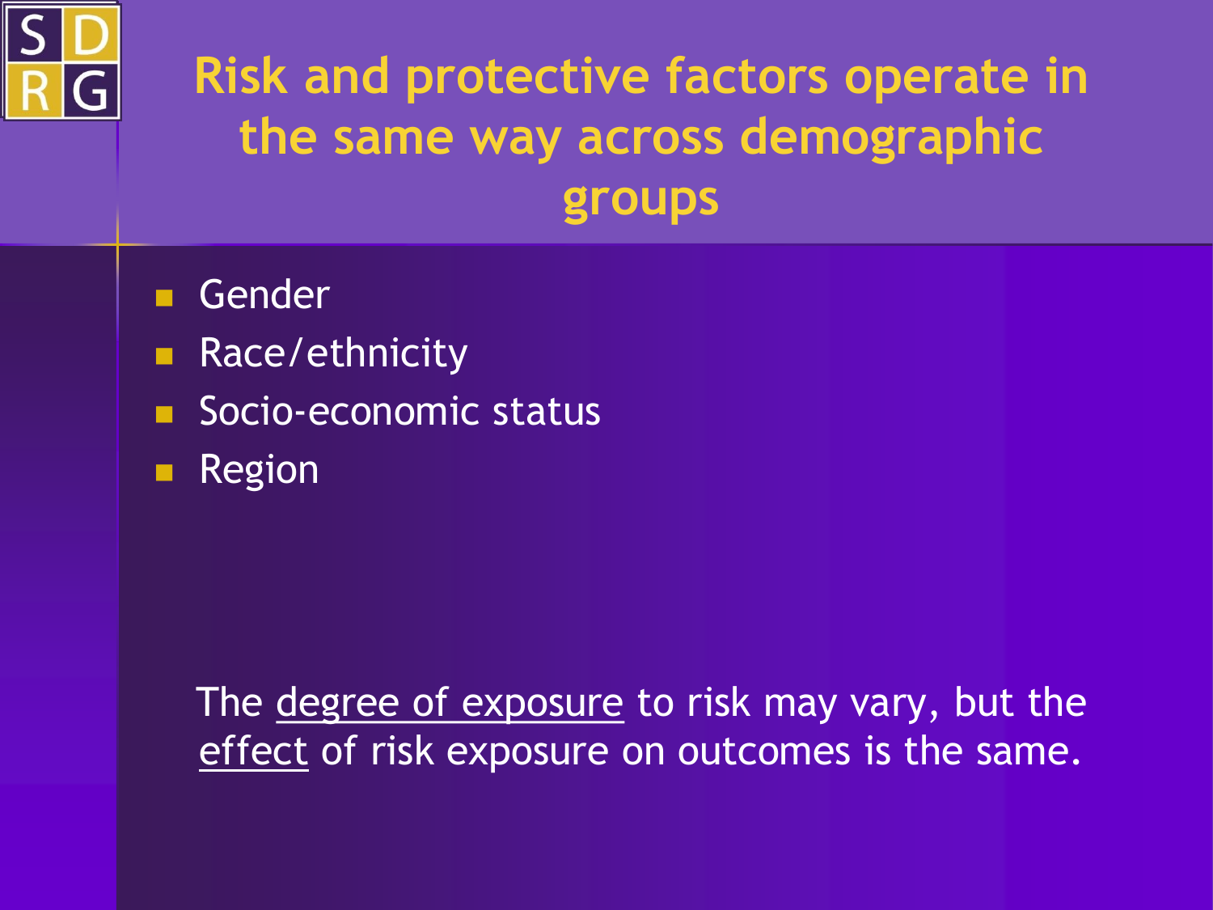# Risk and protective factors operate in the same way across demographic groups

- Gender
- Race/ethnicity
- Socio-economic status
- Region

The degree of exposure to risk may vary, but the effect of risk exposure on outcomes is the same.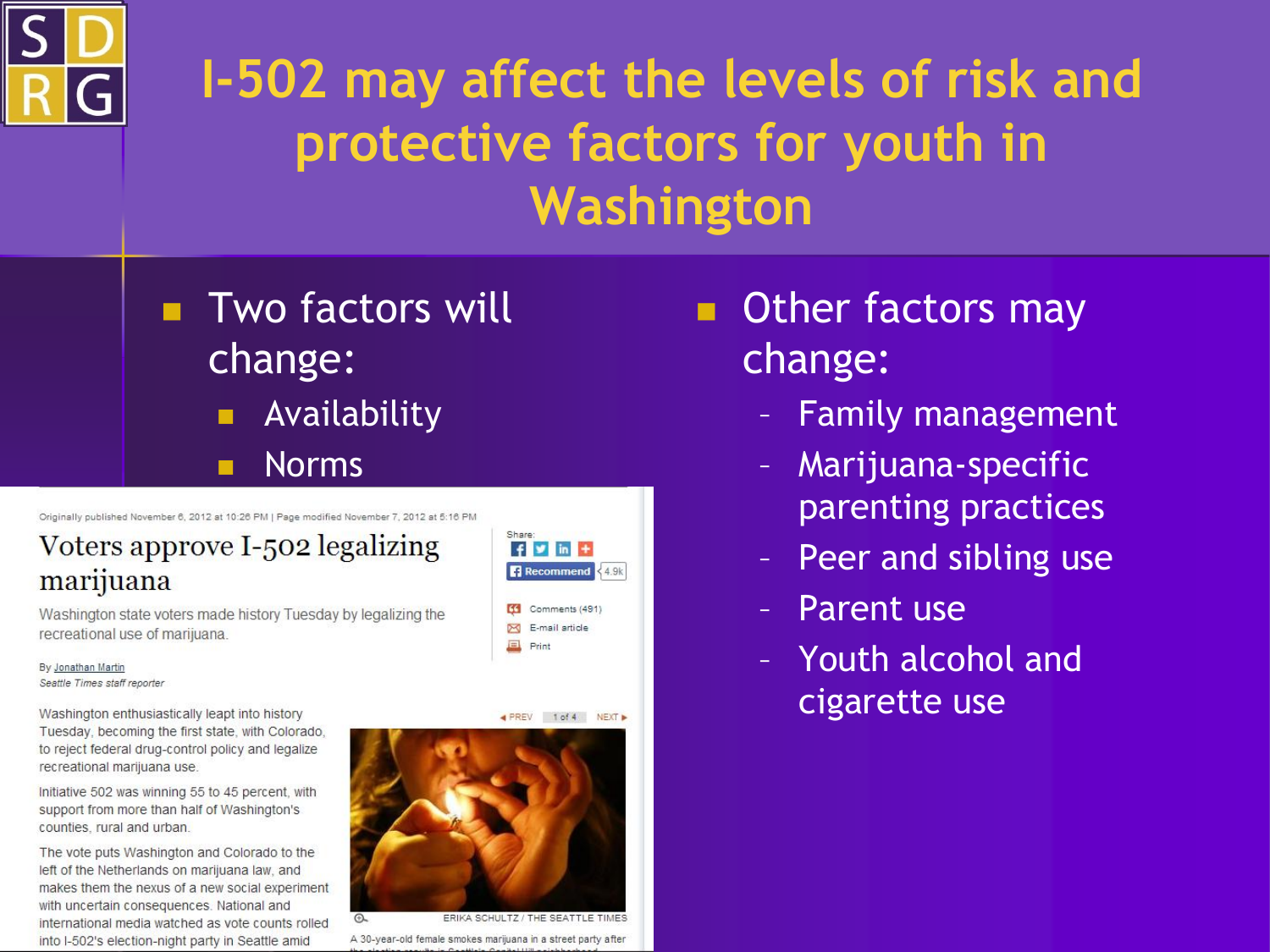# I-502 may affect the levels of risk and protective factors for youth in Washington

- Two factors will change:
  - Availability
  - Norms

Originally published November 6, 2012 at 10:26 PM | Page modified November 7, 2012 at 5:16 PM

## Voters approve I-502 legalizing marijuana

Washington state voters made history Tuesday by legalizing the recreational use of marijuana.

By Jonathan Martin

*Seattle Times staff reporter*

Washington enthusiastically leapt into history Tuesday, becoming the first state, with Colorado, to reject federal drug-control policy and legalize recreational marijuana use.

Initiative 502 was winning 55 to 45 percent, with support from more than half of Washington's counties, rural and urban.

The vote puts Washington and Colorado to the left of the Netherlands on marijuana law, and makes them the nexus of a new social experiment with uncertain consequences. National and international media watched as vote counts rolled into I-502's election-night party in Seattle amid

ERIKA SCHULTZ / THE SEATTLE TIMES

A 30-year-old female smokes marijuana in a street party after

- Other factors may change:
  - Family management
  - Marijuana-specific parenting practices
  - Peer and sibling use
  - Parent use
  - Youth alcohol and cigarette use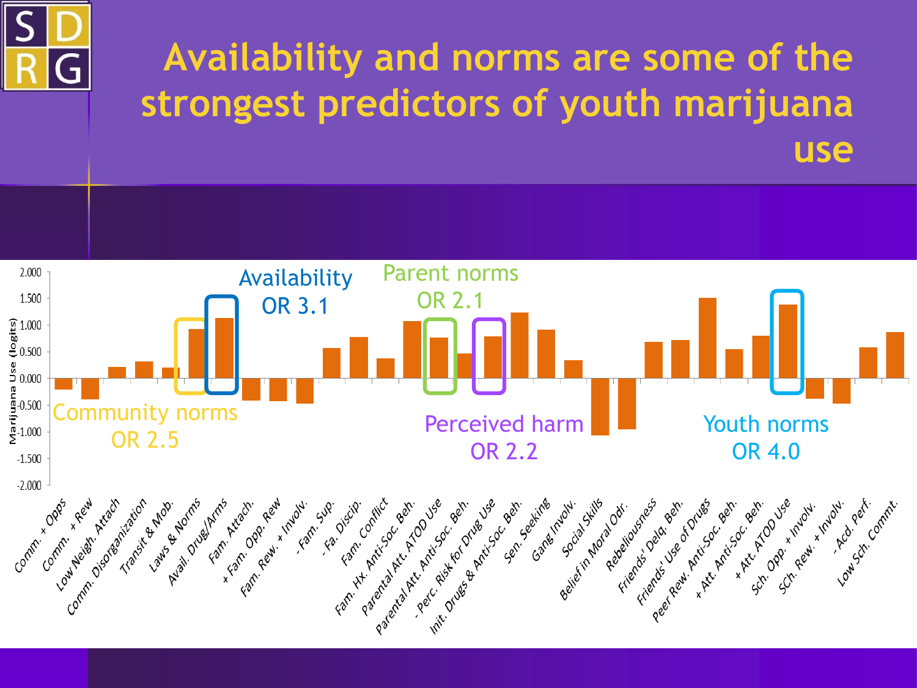# Availability and norms are some of the strongest predictors of youth marijuana use

Marijuana Use (logits)

2.000
1.500
1.000
0.500
0.000
-0.500
-1.000
-1.500
-2.000

Availability
OR 3.1

Parent norms
OR 2.1

Community norms
OR 2.5

Perceived harm
OR 2.2

Youth norms
OR 4.0

Comm. + Opps, Comm. + Rew, Low Neigh. Attach, Comm. Disorganization, Transit & Mob., Laws & Norms, Avail. Drug/Arms, Fam. Attach., + Fam. Opp. Rew, Fam. Rew. + Involv., - Fam. Sup., - Fa. Discip., Fam. Conflict, Fam. Hx. Anti-Soc. Beh., Parental Att. ATOD Use, Parental Att. Anti-Soc. Beh., - Perc. Risk for Drug Use, Init. Drugs & Anti-Soc. Beh., Sen. Seeking, Gang Involv., Social Skills, Belief in Moral Odr., Rebeliousness, Friends' Delq. Beh., Friends' Use of Drugs, Peer Rew. Anti-Soc. Beh., + Att. Anti-Soc. Beh., + Att. ATOD Use, Sch. Opp. + Involv., SCh. Rew. + Involv., - Acd. Perf., Low Sch. Commt.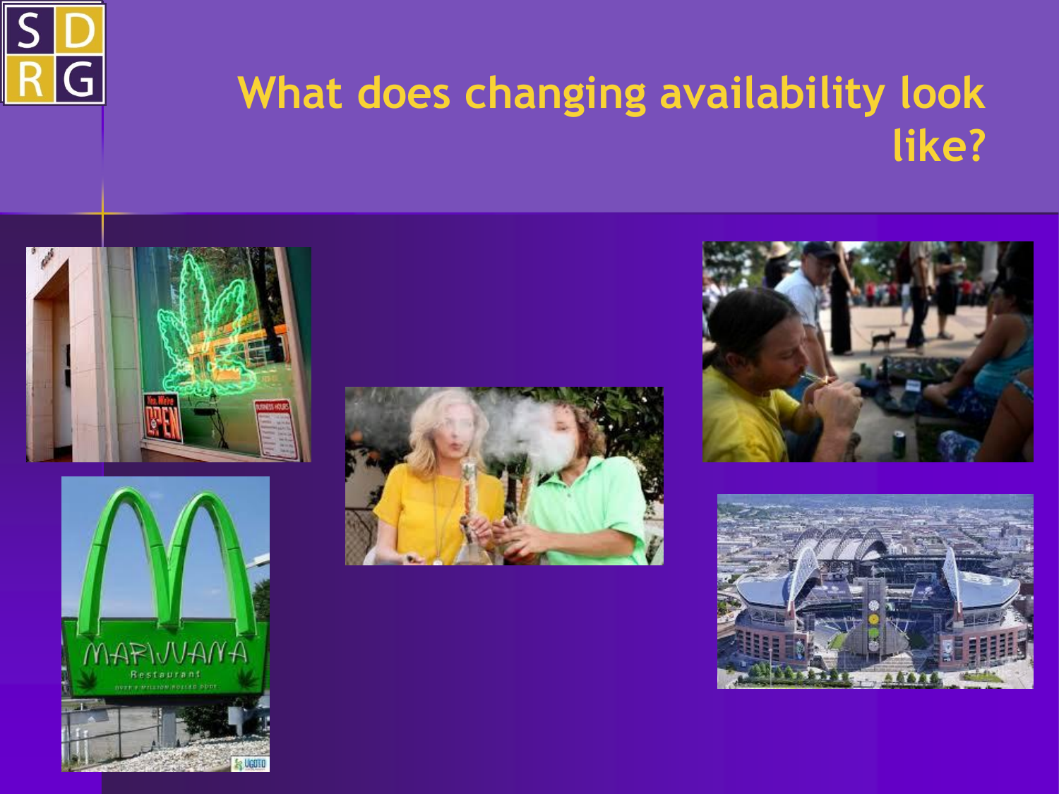# What does changing availability look like?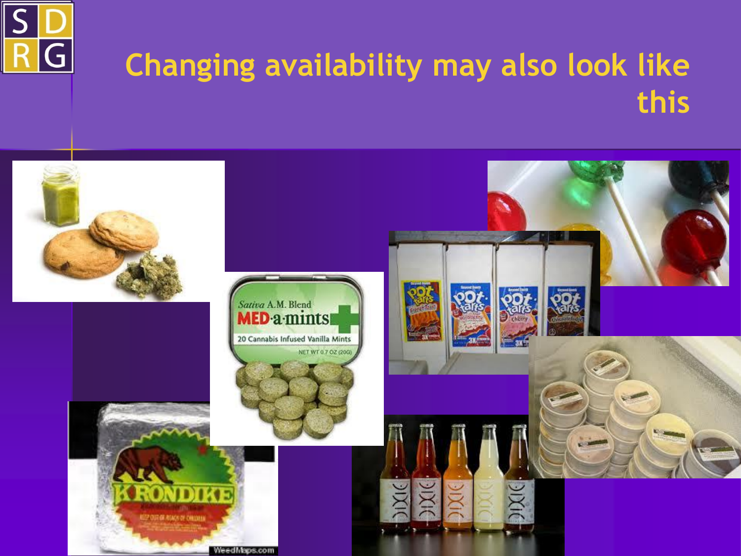# Changing availability may also look like this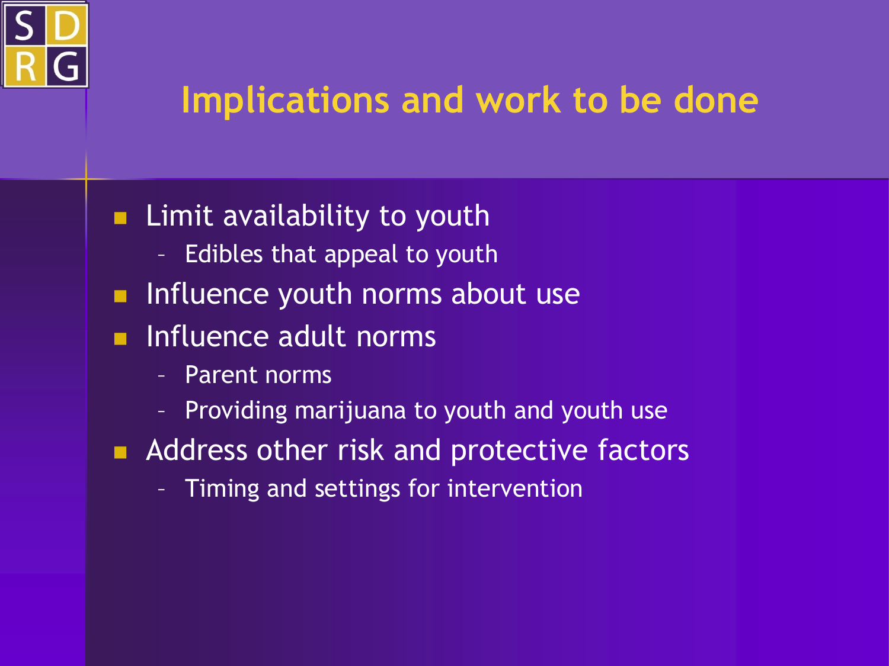# Implications and work to be done

- Limit availability to youth
  - Edibles that appeal to youth
- Influence youth norms about use
- Influence adult norms
  - Parent norms
  - Providing marijuana to youth and youth use
- Address other risk and protective factors
  - Timing and settings for intervention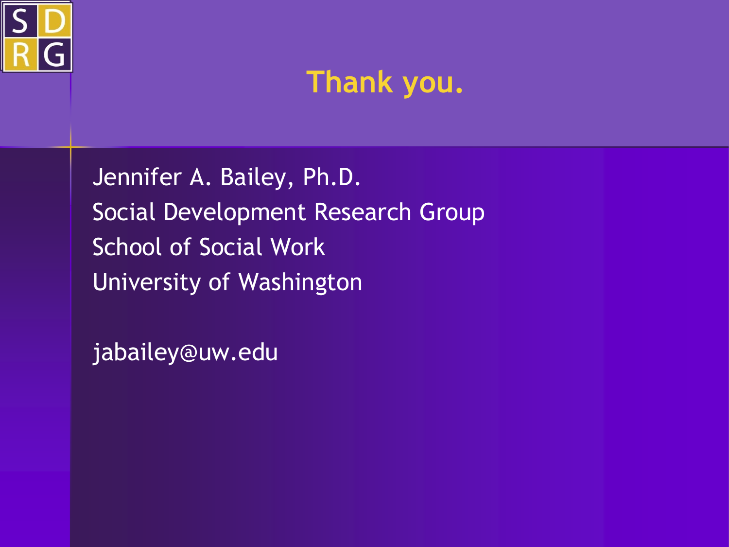# Thank you.

Jennifer A. Bailey, Ph.D.
Social Development Research Group
School of Social Work
University of Washington

jabailey@uw.edu